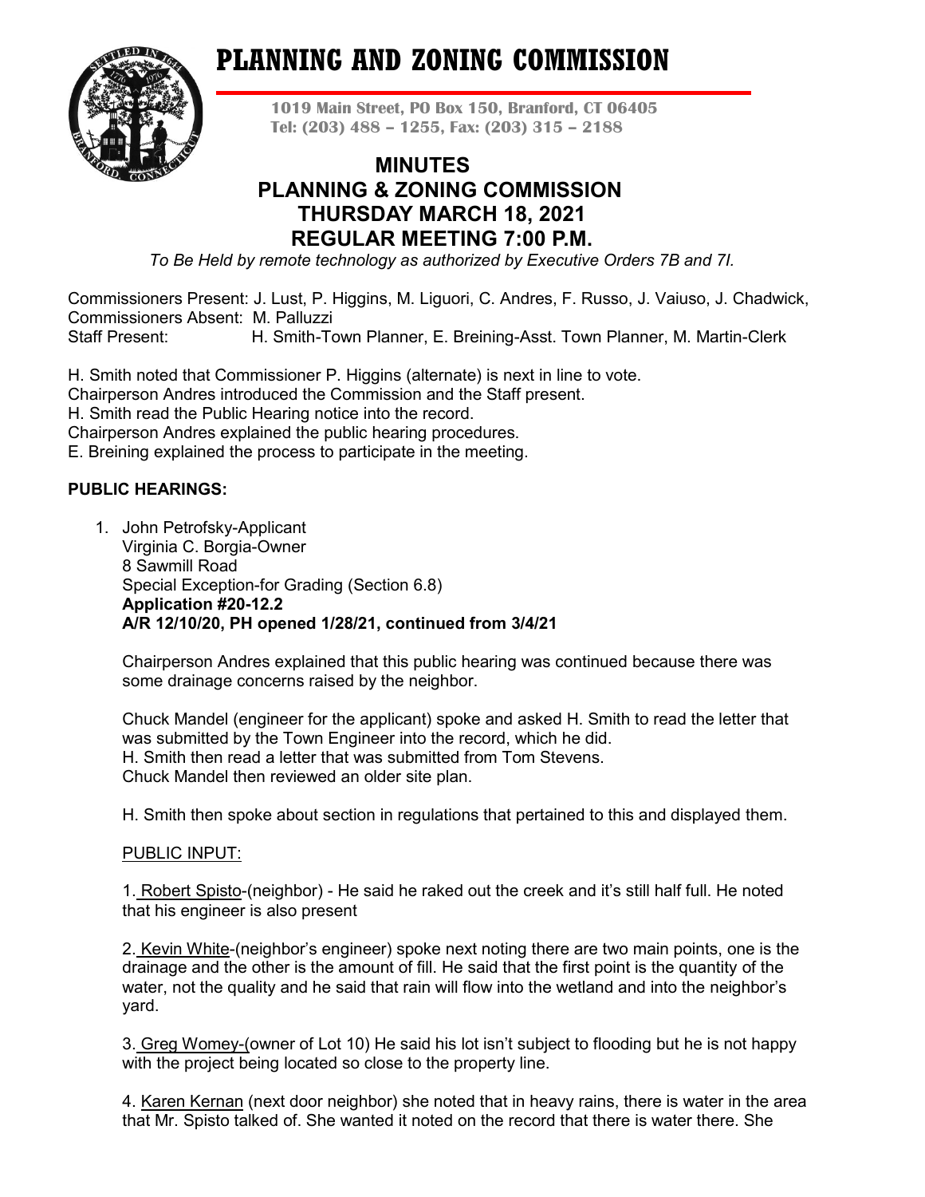# PLANNING AND ZONING COMMISSION

**1019 Main Street, PO Box 150, Branford, CT 06405**
**Tel: (203) 488 – 1255, Fax: (203) 315 – 2188**

## MINUTES
## PLANNING & ZONING COMMISSION
## THURSDAY MARCH 18, 2021
## REGULAR MEETING 7:00 P.M.

*To Be Held by remote technology as authorized by Executive Orders 7B and 7I.*

Commissioners Present: J. Lust, P. Higgins, M. Liguori, C. Andres, F. Russo, J. Vaiuso, J. Chadwick,
Commissioners Absent: M. Palluzzi
Staff Present: H. Smith-Town Planner, E. Breining-Asst. Town Planner, M. Martin-Clerk

H. Smith noted that Commissioner P. Higgins (alternate) is next in line to vote.
Chairperson Andres introduced the Commission and the Staff present.
H. Smith read the Public Hearing notice into the record.
Chairperson Andres explained the public hearing procedures.
E. Breining explained the process to participate in the meeting.

**PUBLIC HEARINGS:**

1. John Petrofsky-Applicant
   Virginia C. Borgia-Owner
   8 Sawmill Road
   Special Exception-for Grading (Section 6.8)
   **Application #20-12.2**
   **A/R 12/10/20, PH opened 1/28/21, continued from 3/4/21**

   Chairperson Andres explained that this public hearing was continued because there was some drainage concerns raised by the neighbor.

   Chuck Mandel (engineer for the applicant) spoke and asked H. Smith to read the letter that was submitted by the Town Engineer into the record, which he did.
   H. Smith then read a letter that was submitted from Tom Stevens.
   Chuck Mandel then reviewed an older site plan.

   H. Smith then spoke about section in regulations that pertained to this and displayed them.

   PUBLIC INPUT:

   1. Robert Spisto-(neighbor) - He said he raked out the creek and it's still half full. He noted that his engineer is also present

   2. Kevin White-(neighbor's engineer) spoke next noting there are two main points, one is the drainage and the other is the amount of fill. He said that the first point is the quantity of the water, not the quality and he said that rain will flow into the wetland and into the neighbor's yard.

   3. Greg Womey-(owner of Lot 10) He said his lot isn't subject to flooding but he is not happy with the project being located so close to the property line.

   4. Karen Kernan (next door neighbor) she noted that in heavy rains, there is water in the area that Mr. Spisto talked of. She wanted it noted on the record that there is water there. She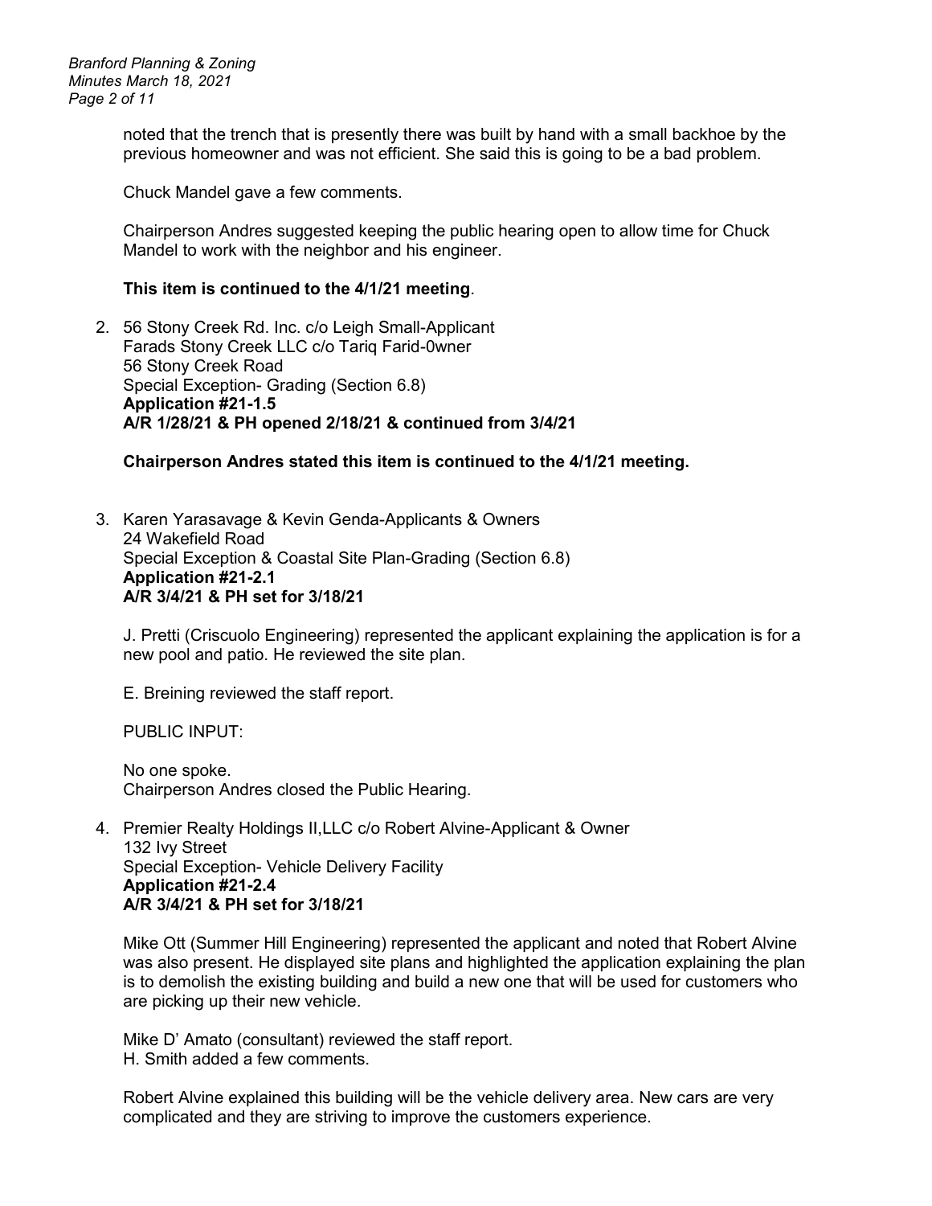noted that the trench that is presently there was built by hand with a small backhoe by the previous homeowner and was not efficient. She said this is going to be a bad problem.

Chuck Mandel gave a few comments.

Chairperson Andres suggested keeping the public hearing open to allow time for Chuck Mandel to work with the neighbor and his engineer.

**This item is continued to the 4/1/21 meeting**.

2. 56 Stony Creek Rd. Inc. c/o Leigh Small-Applicant
   Farads Stony Creek LLC c/o Tariq Farid-0wner
   56 Stony Creek Road
   Special Exception- Grading (Section 6.8)
   **Application #21-1.5**
   **A/R 1/28/21 & PH opened 2/18/21 & continued from 3/4/21**

   **Chairperson Andres stated this item is continued to the 4/1/21 meeting.**

3. Karen Yarasavage & Kevin Genda-Applicants & Owners
   24 Wakefield Road
   Special Exception & Coastal Site Plan-Grading (Section 6.8)
   **Application #21-2.1**
   **A/R 3/4/21 & PH set for 3/18/21**

   J. Pretti (Criscuolo Engineering) represented the applicant explaining the application is for a new pool and patio. He reviewed the site plan.

   E. Breining reviewed the staff report.

   PUBLIC INPUT:

   No one spoke.
   Chairperson Andres closed the Public Hearing.

4. Premier Realty Holdings II,LLC c/o Robert Alvine-Applicant & Owner
   132 Ivy Street
   Special Exception- Vehicle Delivery Facility
   **Application #21-2.4**
   **A/R 3/4/21 & PH set for 3/18/21**

   Mike Ott (Summer Hill Engineering) represented the applicant and noted that Robert Alvine was also present. He displayed site plans and highlighted the application explaining the plan is to demolish the existing building and build a new one that will be used for customers who are picking up their new vehicle.

   Mike D' Amato (consultant) reviewed the staff report.
   H. Smith added a few comments.

   Robert Alvine explained this building will be the vehicle delivery area. New cars are very complicated and they are striving to improve the customers experience.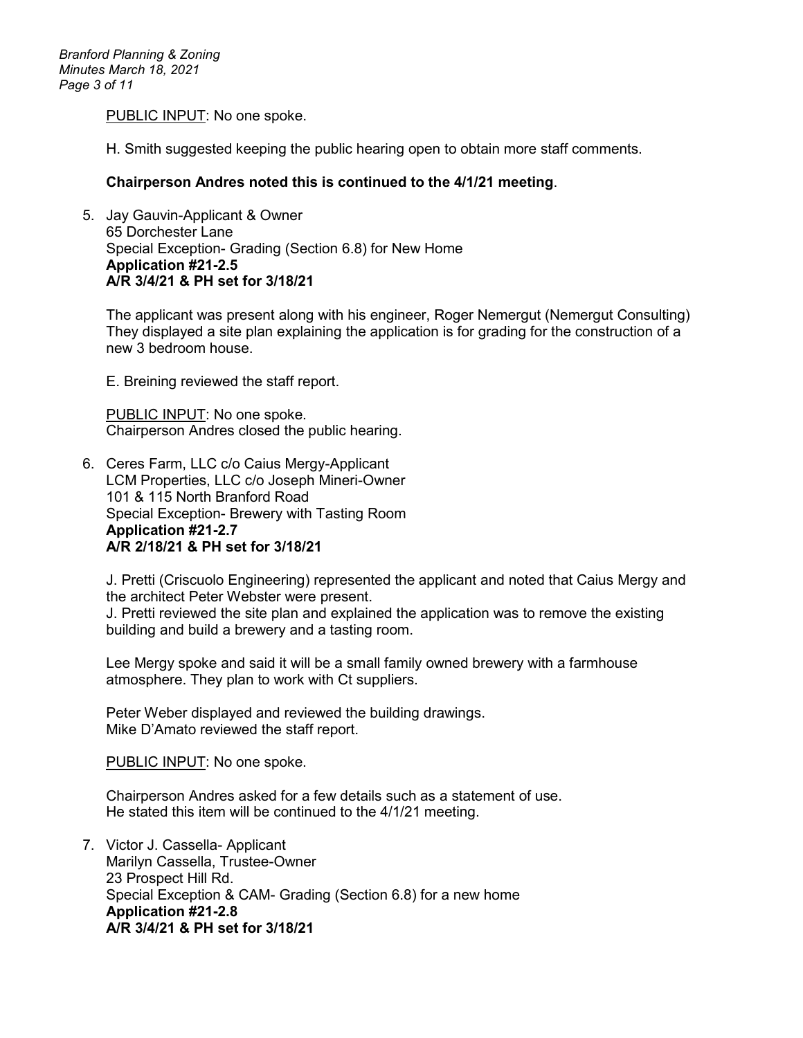PUBLIC INPUT: No one spoke.

H. Smith suggested keeping the public hearing open to obtain more staff comments.

**Chairperson Andres noted this is continued to the 4/1/21 meeting**.

5. Jay Gauvin-Applicant & Owner
   65 Dorchester Lane
   Special Exception- Grading (Section 6.8) for New Home
   **Application #21-2.5**
   **A/R 3/4/21 & PH set for 3/18/21**

   The applicant was present along with his engineer, Roger Nemergut (Nemergut Consulting) They displayed a site plan explaining the application is for grading for the construction of a new 3 bedroom house.

   E. Breining reviewed the staff report.

   PUBLIC INPUT: No one spoke.
   Chairperson Andres closed the public hearing.

6. Ceres Farm, LLC c/o Caius Mergy-Applicant
   LCM Properties, LLC c/o Joseph Mineri-Owner
   101 & 115 North Branford Road
   Special Exception- Brewery with Tasting Room
   **Application #21-2.7**
   **A/R 2/18/21 & PH set for 3/18/21**

   J. Pretti (Criscuolo Engineering) represented the applicant and noted that Caius Mergy and the architect Peter Webster were present.
   J. Pretti reviewed the site plan and explained the application was to remove the existing building and build a brewery and a tasting room.

   Lee Mergy spoke and said it will be a small family owned brewery with a farmhouse atmosphere. They plan to work with Ct suppliers.

   Peter Weber displayed and reviewed the building drawings.
   Mike D'Amato reviewed the staff report.

   PUBLIC INPUT: No one spoke.

   Chairperson Andres asked for a few details such as a statement of use.
   He stated this item will be continued to the 4/1/21 meeting.

7. Victor J. Cassella- Applicant
   Marilyn Cassella, Trustee-Owner
   23 Prospect Hill Rd.
   Special Exception & CAM- Grading (Section 6.8) for a new home
   **Application #21-2.8**
   **A/R 3/4/21 & PH set for 3/18/21**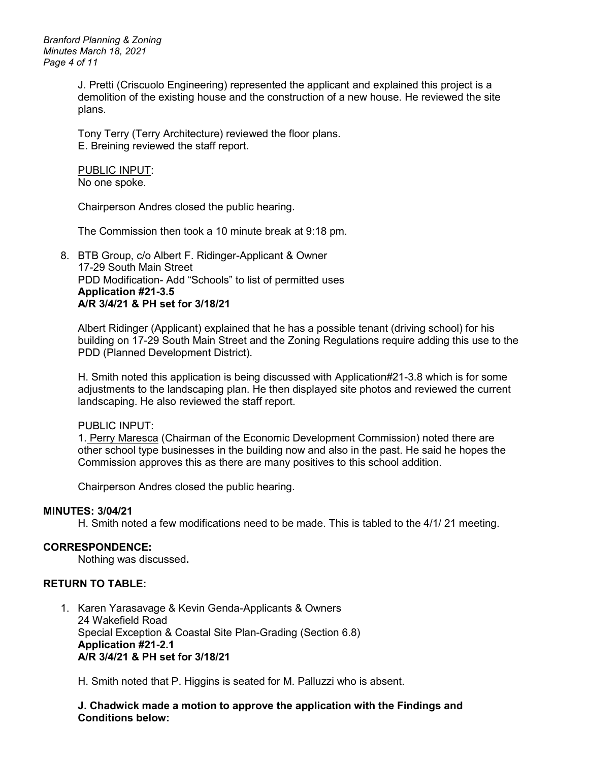J. Pretti (Criscuolo Engineering) represented the applicant and explained this project is a demolition of the existing house and the construction of a new house. He reviewed the site plans.

Tony Terry (Terry Architecture) reviewed the floor plans.
E. Breining reviewed the staff report.

PUBLIC INPUT:
No one spoke.

Chairperson Andres closed the public hearing.

The Commission then took a 10 minute break at 9:18 pm.

8. BTB Group, c/o Albert F. Ridinger-Applicant & Owner
   17-29 South Main Street
   PDD Modification- Add "Schools" to list of permitted uses
   **Application #21-3.5**
   **A/R 3/4/21 & PH set for 3/18/21**

   Albert Ridinger (Applicant) explained that he has a possible tenant (driving school) for his building on 17-29 South Main Street and the Zoning Regulations require adding this use to the PDD (Planned Development District).

   H. Smith noted this application is being discussed with Application#21-3.8 which is for some adjustments to the landscaping plan. He then displayed site photos and reviewed the current landscaping. He also reviewed the staff report.

   PUBLIC INPUT:
   1. Perry Maresca (Chairman of the Economic Development Commission) noted there are other school type businesses in the building now and also in the past. He said he hopes the Commission approves this as there are many positives to this school addition.

   Chairperson Andres closed the public hearing.

**MINUTES: 3/04/21**

H. Smith noted a few modifications need to be made. This is tabled to the 4/1/ 21 meeting.

**CORRESPONDENCE:**

Nothing was discussed**.**

**RETURN TO TABLE:**

1. Karen Yarasavage & Kevin Genda-Applicants & Owners
   24 Wakefield Road
   Special Exception & Coastal Site Plan-Grading (Section 6.8)
   **Application #21-2.1**
   **A/R 3/4/21 & PH set for 3/18/21**

   H. Smith noted that P. Higgins is seated for M. Palluzzi who is absent.

   **J. Chadwick made a motion to approve the application with the Findings and Conditions below:**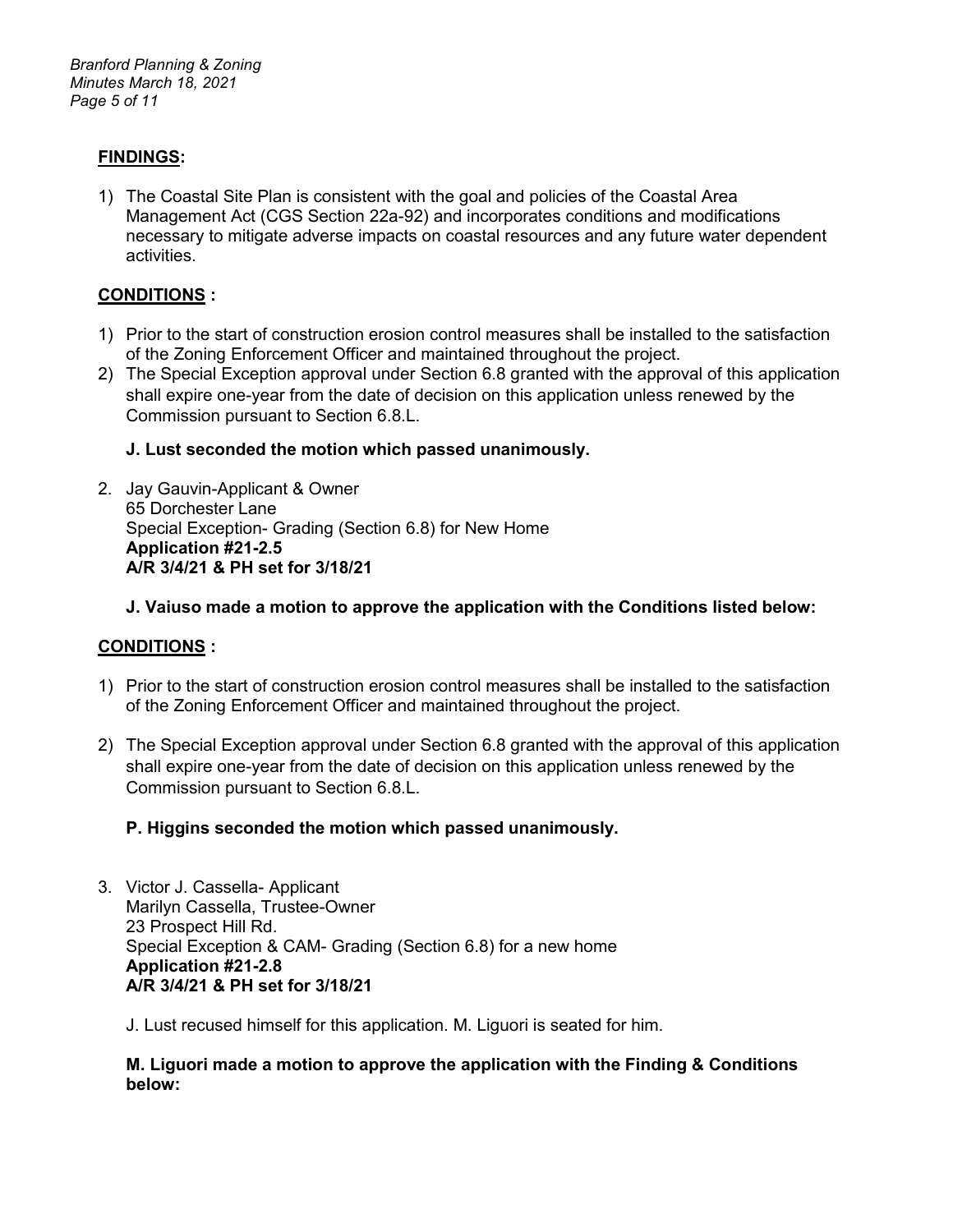**FINDINGS:**

1) The Coastal Site Plan is consistent with the goal and policies of the Coastal Area Management Act (CGS Section 22a-92) and incorporates conditions and modifications necessary to mitigate adverse impacts on coastal resources and any future water dependent activities.

**CONDITIONS :**

1) Prior to the start of construction erosion control measures shall be installed to the satisfaction of the Zoning Enforcement Officer and maintained throughout the project.
2) The Special Exception approval under Section 6.8 granted with the approval of this application shall expire one-year from the date of decision on this application unless renewed by the Commission pursuant to Section 6.8.L.

**J. Lust seconded the motion which passed unanimously.**

2. Jay Gauvin-Applicant & Owner
   65 Dorchester Lane
   Special Exception- Grading (Section 6.8) for New Home
   **Application #21-2.5**
   **A/R 3/4/21 & PH set for 3/18/21**

   **J. Vaiuso made a motion to approve the application with the Conditions listed below:**

**CONDITIONS :**

1) Prior to the start of construction erosion control measures shall be installed to the satisfaction of the Zoning Enforcement Officer and maintained throughout the project.

2) The Special Exception approval under Section 6.8 granted with the approval of this application shall expire one-year from the date of decision on this application unless renewed by the Commission pursuant to Section 6.8.L.

**P. Higgins seconded the motion which passed unanimously.**

3. Victor J. Cassella- Applicant
   Marilyn Cassella, Trustee-Owner
   23 Prospect Hill Rd.
   Special Exception & CAM- Grading (Section 6.8) for a new home
   **Application #21-2.8**
   **A/R 3/4/21 & PH set for 3/18/21**

   J. Lust recused himself for this application. M. Liguori is seated for him.

   **M. Liguori made a motion to approve the application with the Finding & Conditions below:**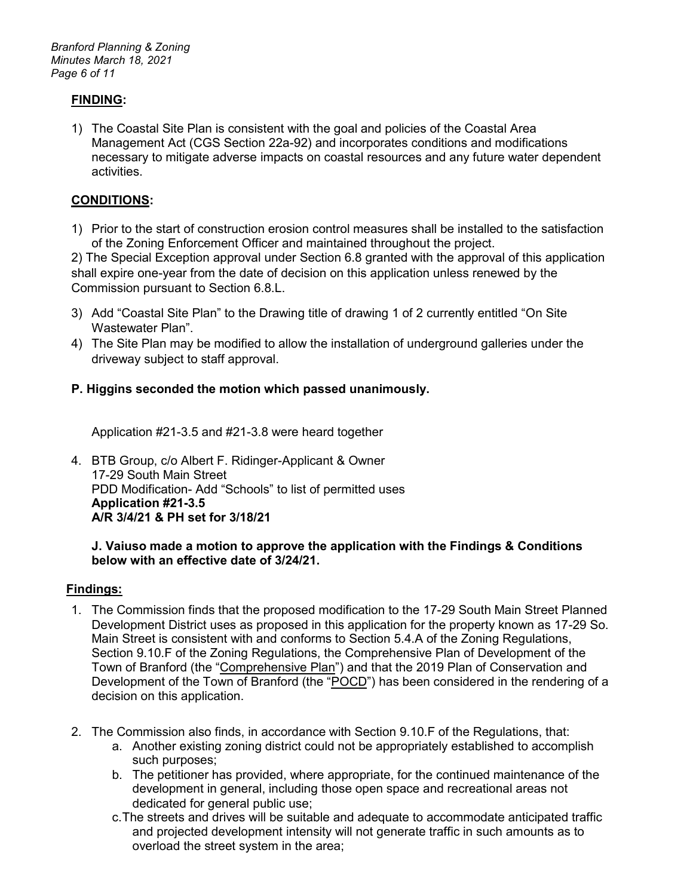**FINDING:**

1) The Coastal Site Plan is consistent with the goal and policies of the Coastal Area Management Act (CGS Section 22a-92) and incorporates conditions and modifications necessary to mitigate adverse impacts on coastal resources and any future water dependent activities.

**CONDITIONS:**

1) Prior to the start of construction erosion control measures shall be installed to the satisfaction of the Zoning Enforcement Officer and maintained throughout the project.

2) The Special Exception approval under Section 6.8 granted with the approval of this application shall expire one-year from the date of decision on this application unless renewed by the Commission pursuant to Section 6.8.L.

3) Add "Coastal Site Plan" to the Drawing title of drawing 1 of 2 currently entitled "On Site Wastewater Plan".
4) The Site Plan may be modified to allow the installation of underground galleries under the driveway subject to staff approval.

**P. Higgins seconded the motion which passed unanimously.**

Application #21-3.5 and #21-3.8 were heard together

4. BTB Group, c/o Albert F. Ridinger-Applicant & Owner
   17-29 South Main Street
   PDD Modification- Add "Schools" to list of permitted uses
   **Application #21-3.5**
   **A/R 3/4/21 & PH set for 3/18/21**

   **J. Vaiuso made a motion to approve the application with the Findings & Conditions below with an effective date of 3/24/21.**

**Findings:**

1. The Commission finds that the proposed modification to the 17-29 South Main Street Planned Development District uses as proposed in this application for the property known as 17-29 So. Main Street is consistent with and conforms to Section 5.4.A of the Zoning Regulations, Section 9.10.F of the Zoning Regulations, the Comprehensive Plan of Development of the Town of Branford (the "Comprehensive Plan") and that the 2019 Plan of Conservation and Development of the Town of Branford (the "POCD") has been considered in the rendering of a decision on this application.

2. The Commission also finds, in accordance with Section 9.10.F of the Regulations, that:
   a. Another existing zoning district could not be appropriately established to accomplish such purposes;
   b. The petitioner has provided, where appropriate, for the continued maintenance of the development in general, including those open space and recreational areas not dedicated for general public use;
   c. The streets and drives will be suitable and adequate to accommodate anticipated traffic and projected development intensity will not generate traffic in such amounts as to overload the street system in the area;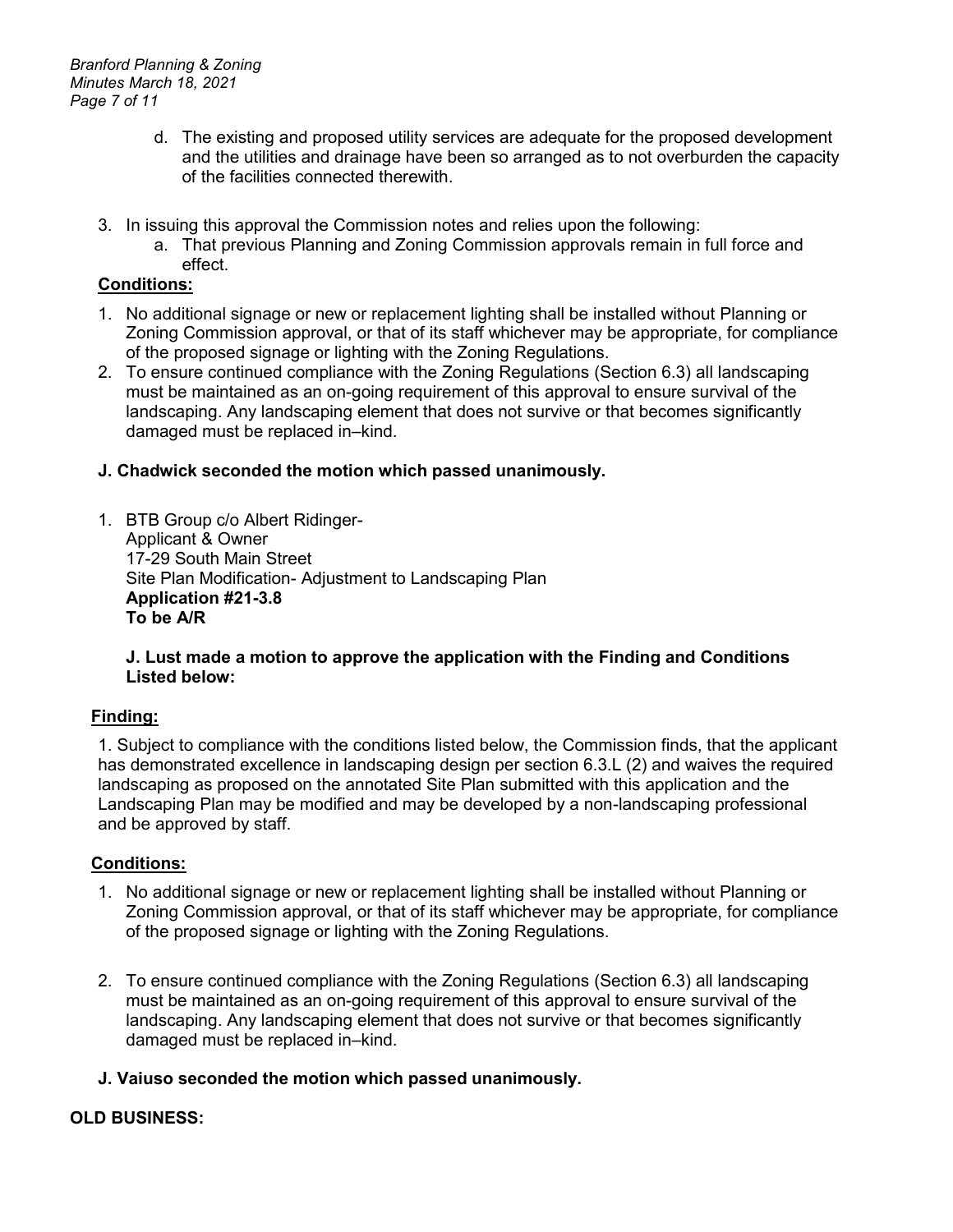d. The existing and proposed utility services are adequate for the proposed development and the utilities and drainage have been so arranged as to not overburden the capacity of the facilities connected therewith.

3. In issuing this approval the Commission notes and relies upon the following:
   a. That previous Planning and Zoning Commission approvals remain in full force and effect.

**Conditions:**

1. No additional signage or new or replacement lighting shall be installed without Planning or Zoning Commission approval, or that of its staff whichever may be appropriate, for compliance of the proposed signage or lighting with the Zoning Regulations.
2. To ensure continued compliance with the Zoning Regulations (Section 6.3) all landscaping must be maintained as an on-going requirement of this approval to ensure survival of the landscaping. Any landscaping element that does not survive or that becomes significantly damaged must be replaced in–kind.

**J. Chadwick seconded the motion which passed unanimously.**

1. BTB Group c/o Albert Ridinger-
   Applicant & Owner
   17-29 South Main Street
   Site Plan Modification- Adjustment to Landscaping Plan
   **Application #21-3.8**
   **To be A/R**

   **J. Lust made a motion to approve the application with the Finding and Conditions Listed below:**

**Finding:**

1. Subject to compliance with the conditions listed below, the Commission finds, that the applicant has demonstrated excellence in landscaping design per section 6.3.L (2) and waives the required landscaping as proposed on the annotated Site Plan submitted with this application and the Landscaping Plan may be modified and may be developed by a non-landscaping professional and be approved by staff.

**Conditions:**

1. No additional signage or new or replacement lighting shall be installed without Planning or Zoning Commission approval, or that of its staff whichever may be appropriate, for compliance of the proposed signage or lighting with the Zoning Regulations.

2. To ensure continued compliance with the Zoning Regulations (Section 6.3) all landscaping must be maintained as an on-going requirement of this approval to ensure survival of the landscaping. Any landscaping element that does not survive or that becomes significantly damaged must be replaced in–kind.

**J. Vaiuso seconded the motion which passed unanimously.**

**OLD BUSINESS:**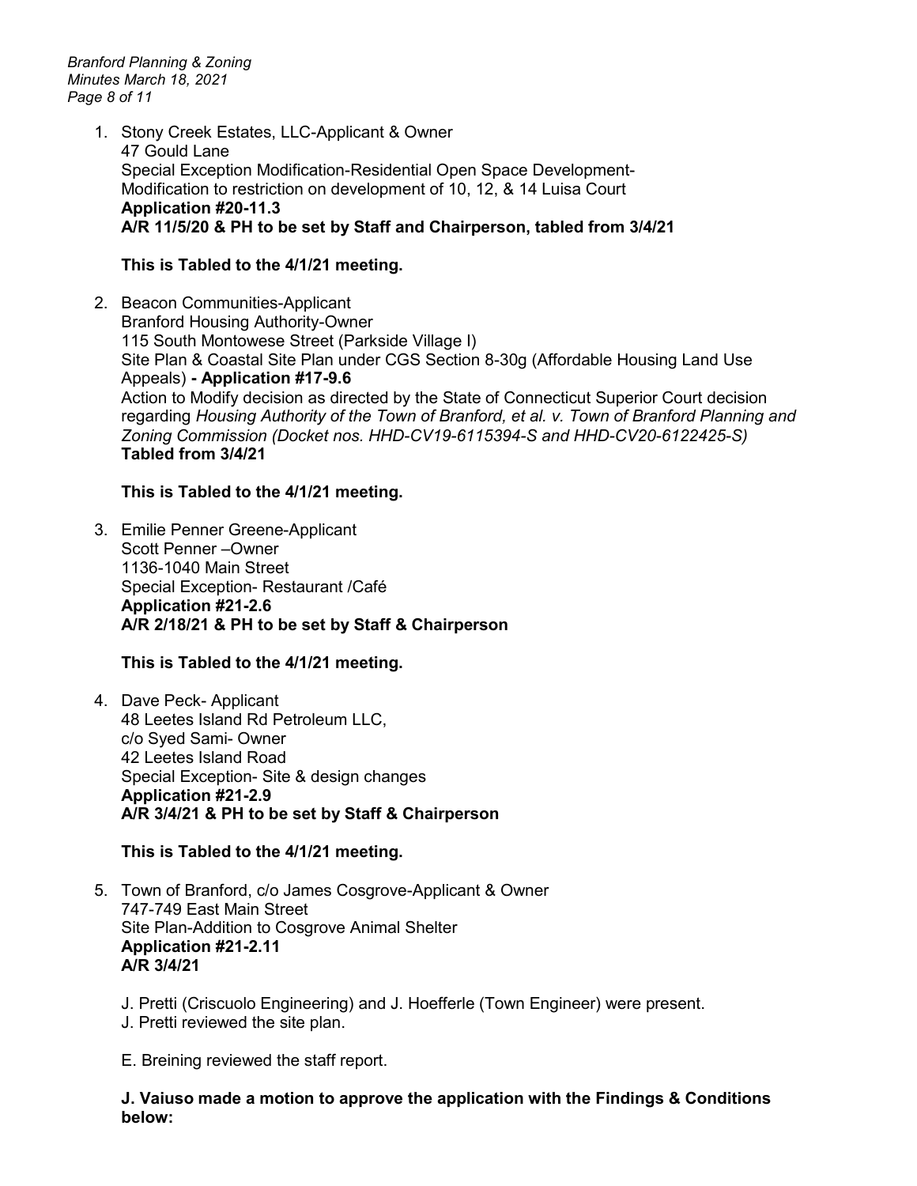1. Stony Creek Estates, LLC-Applicant & Owner
   47 Gould Lane
   Special Exception Modification-Residential Open Space Development-
   Modification to restriction on development of 10, 12, & 14 Luisa Court
   **Application #20-11.3**
   **A/R 11/5/20 & PH to be set by Staff and Chairperson, tabled from 3/4/21**

   **This is Tabled to the 4/1/21 meeting.**

2. Beacon Communities-Applicant
   Branford Housing Authority-Owner
   115 South Montowese Street (Parkside Village I)
   Site Plan & Coastal Site Plan under CGS Section 8-30g (Affordable Housing Land Use Appeals) **- Application #17-9.6**
   Action to Modify decision as directed by the State of Connecticut Superior Court decision regarding *Housing Authority of the Town of Branford, et al. v. Town of Branford Planning and Zoning Commission (Docket nos. HHD-CV19-6115394-S and HHD-CV20-6122425-S)*
   **Tabled from 3/4/21**

   **This is Tabled to the 4/1/21 meeting.**

3. Emilie Penner Greene-Applicant
   Scott Penner –Owner
   1136-1040 Main Street
   Special Exception- Restaurant /Café
   **Application #21-2.6**
   **A/R 2/18/21 & PH to be set by Staff & Chairperson**

   **This is Tabled to the 4/1/21 meeting.**

4. Dave Peck- Applicant
   48 Leetes Island Rd Petroleum LLC,
   c/o Syed Sami- Owner
   42 Leetes Island Road
   Special Exception- Site & design changes
   **Application #21-2.9**
   **A/R 3/4/21 & PH to be set by Staff & Chairperson**

   **This is Tabled to the 4/1/21 meeting.**

5. Town of Branford, c/o James Cosgrove-Applicant & Owner
   747-749 East Main Street
   Site Plan-Addition to Cosgrove Animal Shelter
   **Application #21-2.11**
   **A/R 3/4/21**

   J. Pretti (Criscuolo Engineering) and J. Hoefferle (Town Engineer) were present.
   J. Pretti reviewed the site plan.

   E. Breining reviewed the staff report.

   **J. Vaiuso made a motion to approve the application with the Findings & Conditions below:**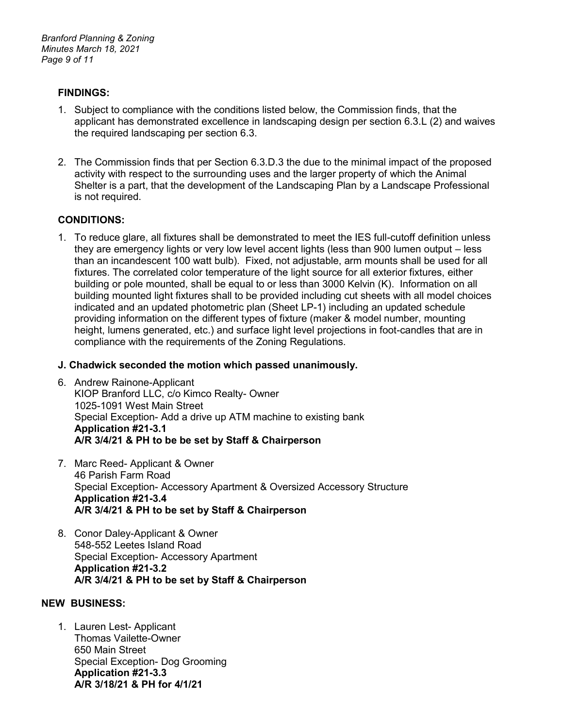**FINDINGS:**

1. Subject to compliance with the conditions listed below, the Commission finds, that the applicant has demonstrated excellence in landscaping design per section 6.3.L (2) and waives the required landscaping per section 6.3.

2. The Commission finds that per Section 6.3.D.3 the due to the minimal impact of the proposed activity with respect to the surrounding uses and the larger property of which the Animal Shelter is a part, that the development of the Landscaping Plan by a Landscape Professional is not required.

**CONDITIONS:**

1. To reduce glare, all fixtures shall be demonstrated to meet the IES full-cutoff definition unless they are emergency lights or very low level accent lights (less than 900 lumen output – less than an incandescent 100 watt bulb). Fixed, not adjustable, arm mounts shall be used for all fixtures. The correlated color temperature of the light source for all exterior fixtures, either building or pole mounted, shall be equal to or less than 3000 Kelvin (K). Information on all building mounted light fixtures shall to be provided including cut sheets with all model choices indicated and an updated photometric plan (Sheet LP-1) including an updated schedule providing information on the different types of fixture (maker & model number, mounting height, lumens generated, etc.) and surface light level projections in foot-candles that are in compliance with the requirements of the Zoning Regulations.

**J. Chadwick seconded the motion which passed unanimously.**

6. Andrew Rainone-Applicant
   KIOP Branford LLC, c/o Kimco Realty- Owner
   1025-1091 West Main Street
   Special Exception- Add a drive up ATM machine to existing bank
   **Application #21-3.1**
   **A/R 3/4/21 & PH to be be set by Staff & Chairperson**

7. Marc Reed- Applicant & Owner
   46 Parish Farm Road
   Special Exception- Accessory Apartment & Oversized Accessory Structure
   **Application #21-3.4**
   **A/R 3/4/21 & PH to be set by Staff & Chairperson**

8. Conor Daley-Applicant & Owner
   548-552 Leetes Island Road
   Special Exception- Accessory Apartment
   **Application #21-3.2**
   **A/R 3/4/21 & PH to be set by Staff & Chairperson**

**NEW BUSINESS:**

1. Lauren Lest- Applicant
   Thomas Vailette-Owner
   650 Main Street
   Special Exception- Dog Grooming
   **Application #21-3.3**
   **A/R 3/18/21 & PH for 4/1/21**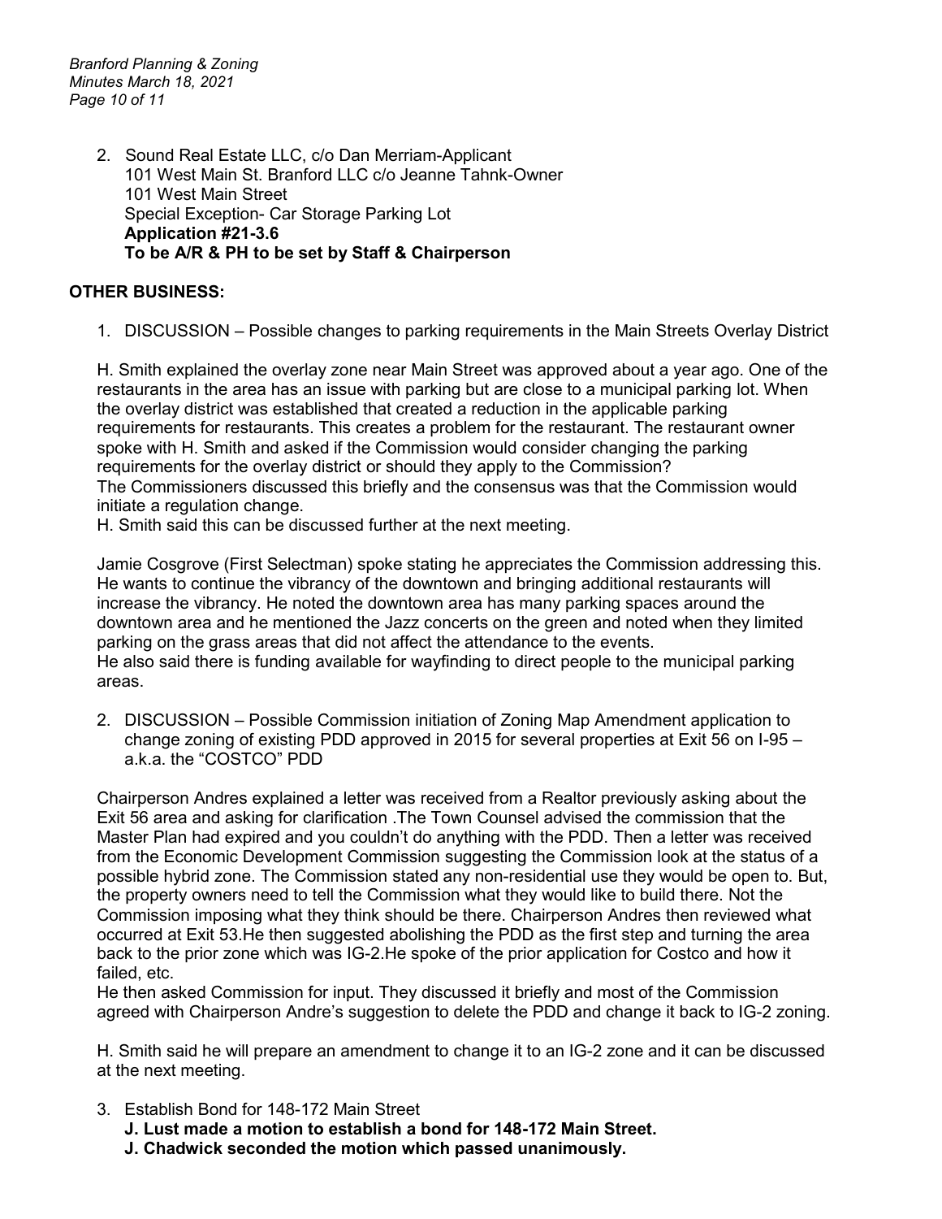2. Sound Real Estate LLC, c/o Dan Merriam-Applicant
   101 West Main St. Branford LLC c/o Jeanne Tahnk-Owner
   101 West Main Street
   Special Exception- Car Storage Parking Lot
   **Application #21-3.6**
   **To be A/R & PH to be set by Staff & Chairperson**

**OTHER BUSINESS:**

1. DISCUSSION – Possible changes to parking requirements in the Main Streets Overlay District

H. Smith explained the overlay zone near Main Street was approved about a year ago. One of the restaurants in the area has an issue with parking but are close to a municipal parking lot. When the overlay district was established that created a reduction in the applicable parking requirements for restaurants. This creates a problem for the restaurant. The restaurant owner spoke with H. Smith and asked if the Commission would consider changing the parking requirements for the overlay district or should they apply to the Commission?
The Commissioners discussed this briefly and the consensus was that the Commission would initiate a regulation change.
H. Smith said this can be discussed further at the next meeting.

Jamie Cosgrove (First Selectman) spoke stating he appreciates the Commission addressing this. He wants to continue the vibrancy of the downtown and bringing additional restaurants will increase the vibrancy. He noted the downtown area has many parking spaces around the downtown area and he mentioned the Jazz concerts on the green and noted when they limited parking on the grass areas that did not affect the attendance to the events.
He also said there is funding available for wayfinding to direct people to the municipal parking areas.

2. DISCUSSION – Possible Commission initiation of Zoning Map Amendment application to change zoning of existing PDD approved in 2015 for several properties at Exit 56 on I-95 – a.k.a. the "COSTCO" PDD

Chairperson Andres explained a letter was received from a Realtor previously asking about the Exit 56 area and asking for clarification .The Town Counsel advised the commission that the Master Plan had expired and you couldn't do anything with the PDD. Then a letter was received from the Economic Development Commission suggesting the Commission look at the status of a possible hybrid zone. The Commission stated any non-residential use they would be open to. But, the property owners need to tell the Commission what they would like to build there. Not the Commission imposing what they think should be there. Chairperson Andres then reviewed what occurred at Exit 53.He then suggested abolishing the PDD as the first step and turning the area back to the prior zone which was IG-2.He spoke of the prior application for Costco and how it failed, etc.
He then asked Commission for input. They discussed it briefly and most of the Commission agreed with Chairperson Andre's suggestion to delete the PDD and change it back to IG-2 zoning.

H. Smith said he will prepare an amendment to change it to an IG-2 zone and it can be discussed at the next meeting.

3. Establish Bond for 148-172 Main Street
   **J. Lust made a motion to establish a bond for 148-172 Main Street.**
   **J. Chadwick seconded the motion which passed unanimously.**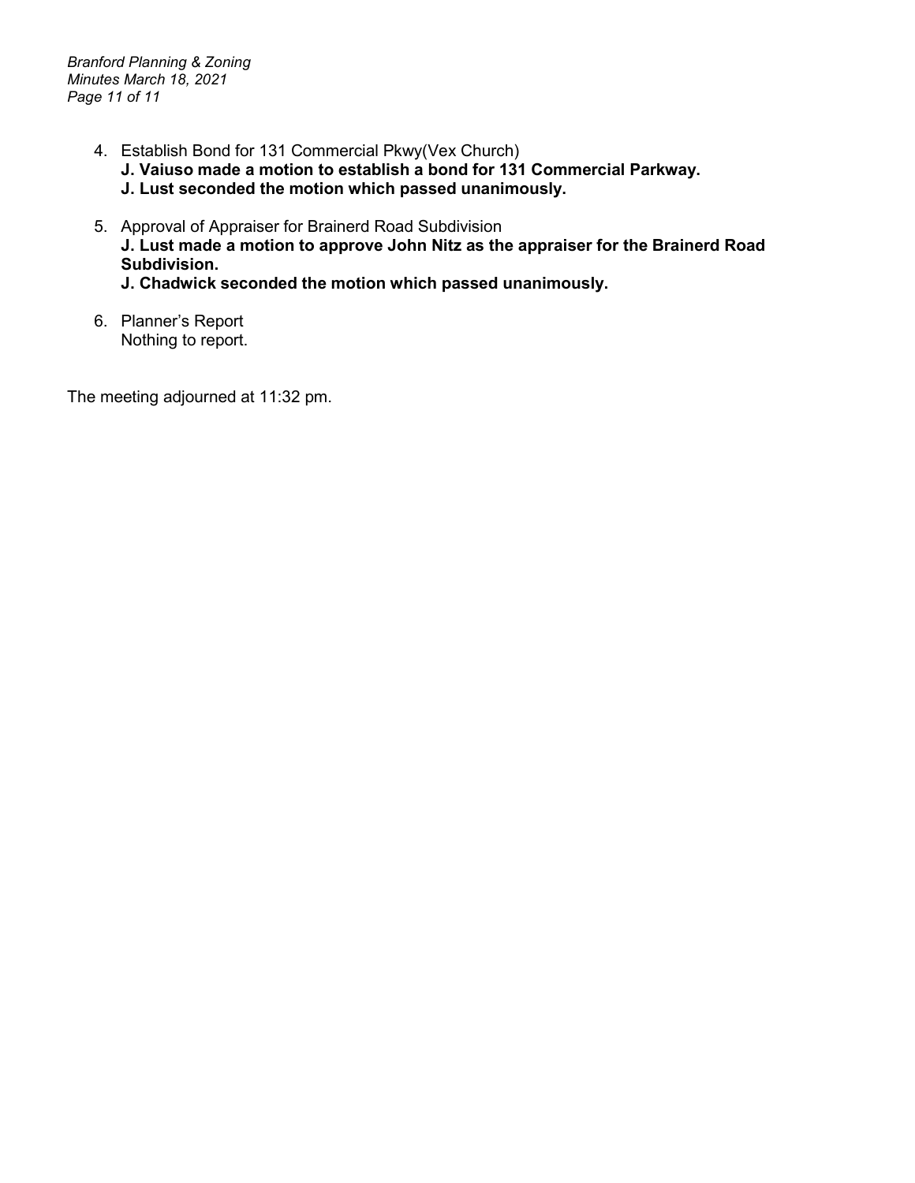4. Establish Bond for 131 Commercial Pkwy(Vex Church)
   **J. Vaiuso made a motion to establish a bond for 131 Commercial Parkway.**
   **J. Lust seconded the motion which passed unanimously.**

5. Approval of Appraiser for Brainerd Road Subdivision
   **J. Lust made a motion to approve John Nitz as the appraiser for the Brainerd Road Subdivision.**
   **J. Chadwick seconded the motion which passed unanimously.**

6. Planner's Report
   Nothing to report.

The meeting adjourned at 11:32 pm.